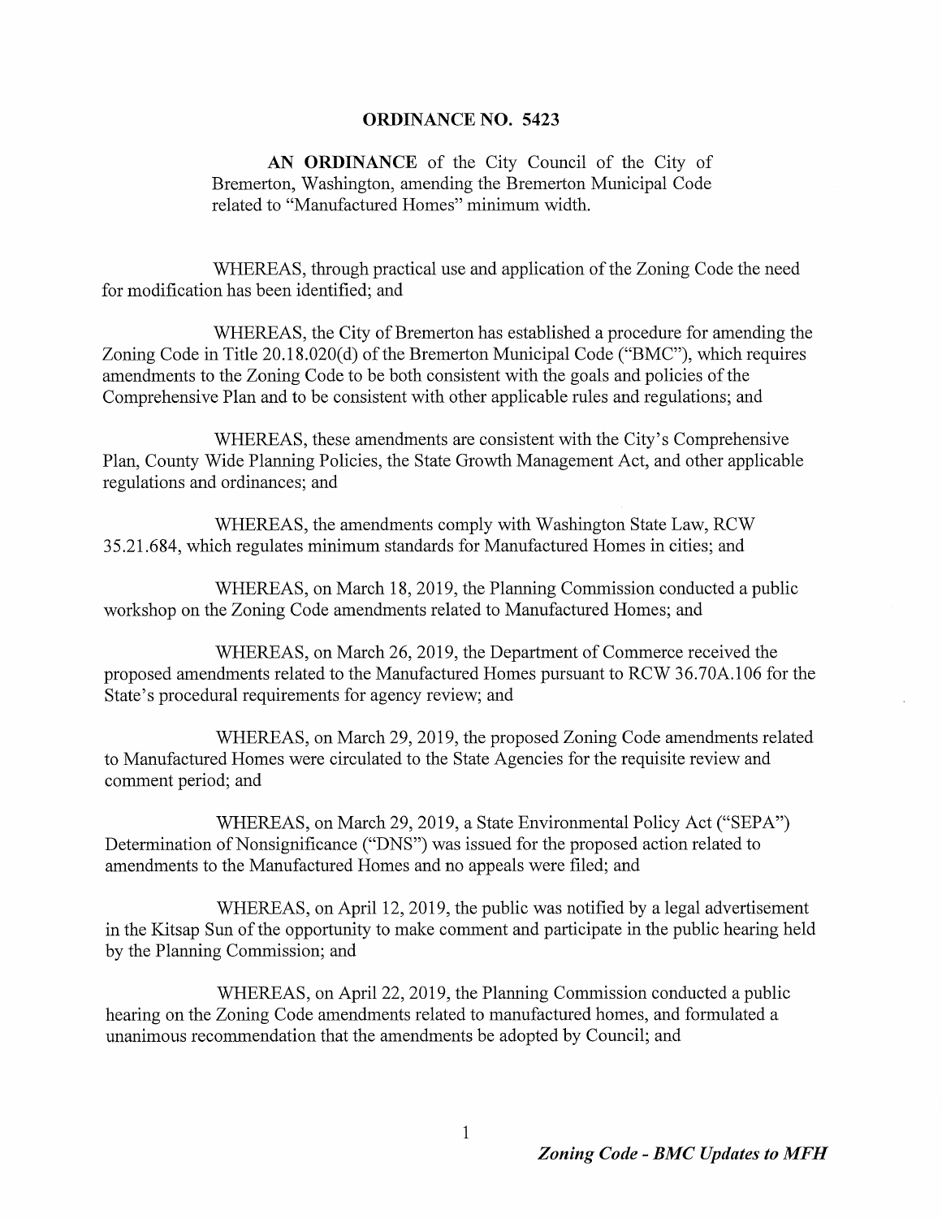# ORDINANCE NO. 5423

**AN ORDINANCE** of the City Council of the City of Bremerton, Washington, amending the Bremerton Municipal Code related to "Manufactured Homes" minimum width.

WHEREAS, through practical use and application of the Zoning Code the need for modification has been identified; and

WHEREAS, the City of Bremerton has established a procedure for amending the Zoning Code in Title 20.18.020(d) of the Bremerton Municipal Code ("BMC"), which requires amendments to the Zoning Code to be both consistent with the goals and policies of the Comprehensive Plan and to be consistent with other applicable rules and regulations; and

WHEREAS, these amendments are consistent with the City's Comprehensive Plan, County Wide Planning Policies, the State Growth Management Act, and other applicable regulations and ordinances; and

WHEREAS, the amendments comply with Washington State Law, RCW 35.21.684, which regulates minimum standards for Manufactured Homes in cities; and

WHEREAS, on March 18, 2019, the Planning Commission conducted a public workshop on the Zoning Code amendments related to Manufactured Homes; and

WHEREAS, on March 26, 2019, the Department of Commerce received the proposed amendments related to the Manufactured Homes pursuant to RCW 36.70A.106 for the State's procedural requirements for agency review; and

WHEREAS, on March 29, 2019, the proposed Zoning Code amendments related to Manufactured Homes were circulated to the State Agencies for the requisite review and comment period; and

WHEREAS, on March 29, 2019, a State Environmental Policy Act ("SEPA") Determination of Nonsignificance ("DNS") was issued for the proposed action related to amendments to the Manufactured Homes and no appeals were filed; and

WHEREAS, on April 12, 2019, the public was notified by a legal advertisement in the Kitsap Sun of the opportunity to make comment and participate in the public hearing held by the Planning Commission; and

WHEREAS, on April 22, 2019, the Planning Commission conducted a public hearing on the Zoning Code amendments related to manufactured homes, and formulated a unanimous recommendation that the amendments be adopted by Council; and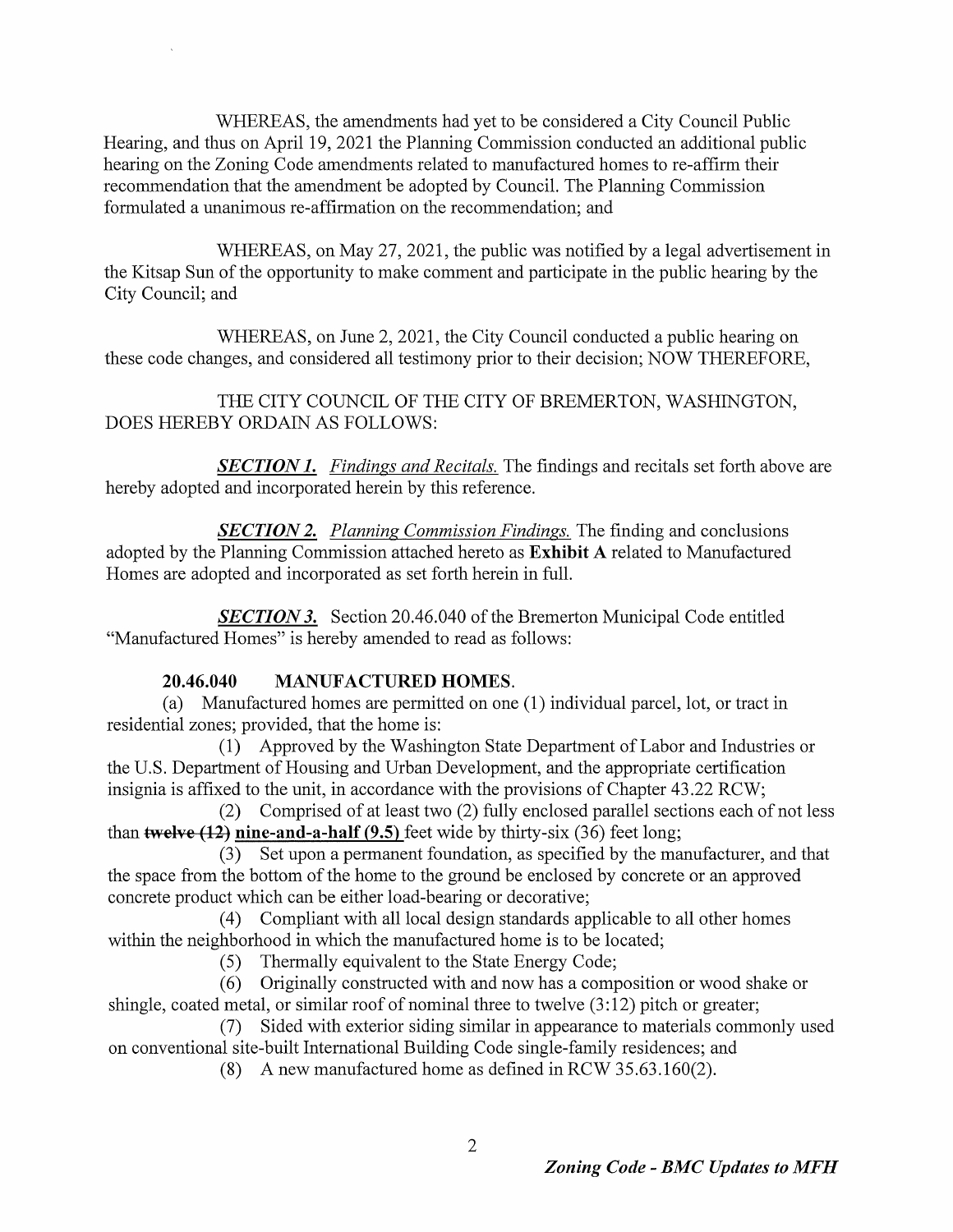WHEREAS, the amendments had yet to be considered a City Council Public Hearing, and thus on April 19, 2021 the Planning Commission conducted an additional public hearing on the Zoning Code amendments related to manufactured homes to re-affirm their recommendation that the amendment be adopted by Council. The Planning Commission formulated a unanimous re-affirmation on the recommendation; and

WHEREAS, on May 27, 2021, the public was notified by a legal advertisement in the Kitsap Sun of the opportunity to make comment and participate in the public hearing by the City Council; and

WHEREAS, on June 2, 2021, the City Council conducted a public hearing on these code changes, and considered all testimony prior to their decision; NOW THEREFORE,

THE CITY COUNCIL OF THE CITY OF BREMERTON, WASHINGTON, DOES HEREBY ORDAIN AS FOLLOWS:

***SECTION 1.*** *Findings and Recitals.* The findings and recitals set forth above are hereby adopted and incorporated herein by this reference.

***SECTION 2.*** *Planning Commission Findings.* The finding and conclusions adopted by the Planning Commission attached hereto as **Exhibit A** related to Manufactured Homes are adopted and incorporated as set forth herein in full.

***SECTION 3.*** Section 20.46.040 of the Bremerton Municipal Code entitled "Manufactured Homes" is hereby amended to read as follows:

**20.46.040 MANUFACTURED HOMES.**

(a) Manufactured homes are permitted on one (1) individual parcel, lot, or tract in residential zones; provided, that the home is:

(1) Approved by the Washington State Department of Labor and Industries or the U.S. Department of Housing and Urban Development, and the appropriate certification insignia is affixed to the unit, in accordance with the provisions of Chapter 43.22 RCW;

(2) Comprised of at least two (2) fully enclosed parallel sections each of not less than ~~**twelve (12)**~~ **nine-and-a-half (9.5)** feet wide by thirty-six (36) feet long;

(3) Set upon a permanent foundation, as specified by the manufacturer, and that the space from the bottom of the home to the ground be enclosed by concrete or an approved concrete product which can be either load-bearing or decorative;

(4) Compliant with all local design standards applicable to all other homes within the neighborhood in which the manufactured home is to be located;

(5) Thermally equivalent to the State Energy Code;

(6) Originally constructed with and now has a composition or wood shake or shingle, coated metal, or similar roof of nominal three to twelve (3:12) pitch or greater;

(7) Sided with exterior siding similar in appearance to materials commonly used on conventional site-built International Building Code single-family residences; and

(8) A new manufactured home as defined in RCW 35.63.160(2).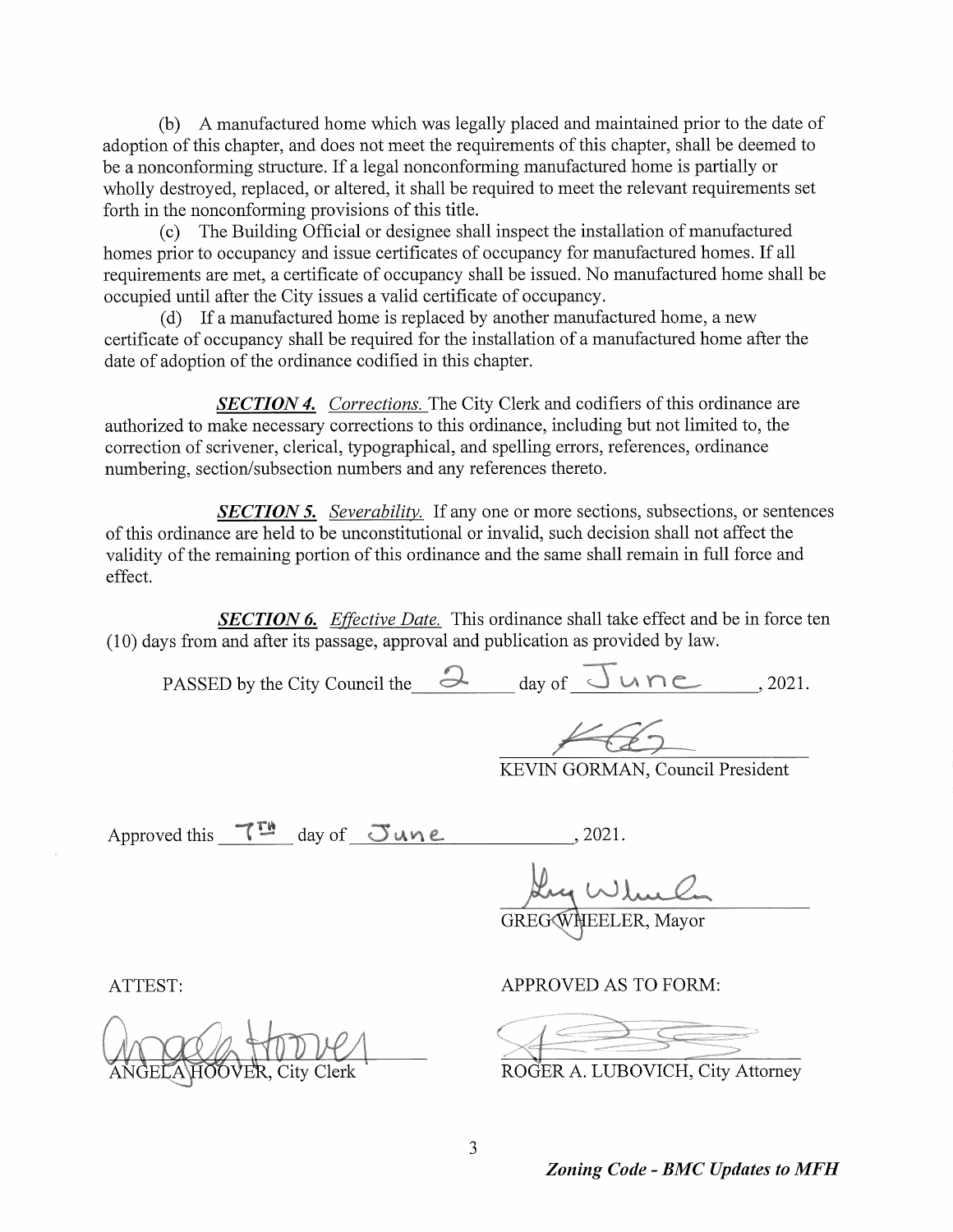(b) A manufactured home which was legally placed and maintained prior to the date of adoption of this chapter, and does not meet the requirements of this chapter, shall be deemed to be a nonconforming structure. If a legal nonconforming manufactured home is partially or wholly destroyed, replaced, or altered, it shall be required to meet the relevant requirements set forth in the nonconforming provisions of this title.

(c) The Building Official or designee shall inspect the installation of manufactured homes prior to occupancy and issue certificates of occupancy for manufactured homes. If all requirements are met, a certificate of occupancy shall be issued. No manufactured home shall be occupied until after the City issues a valid certificate of occupancy.

(d) If a manufactured home is replaced by another manufactured home, a new certificate of occupancy shall be required for the installation of a manufactured home after the date of adoption of the ordinance codified in this chapter.

***SECTION 4.*** *Corrections.* The City Clerk and codifiers of this ordinance are authorized to make necessary corrections to this ordinance, including but not limited to, the correction of scrivener, clerical, typographical, and spelling errors, references, ordinance numbering, section/subsection numbers and any references thereto.

***SECTION 5.*** *Severability.* If any one or more sections, subsections, or sentences of this ordinance are held to be unconstitutional or invalid, such decision shall not affect the validity of the remaining portion of this ordinance and the same shall remain in full force and effect.

***SECTION 6.*** *Effective Date.* This ordinance shall take effect and be in force ten (10) days from and after its passage, approval and publication as provided by law.

PASSED by the City Council the 2 day of June, 2021.

KEVIN GORMAN, Council President

Approved this 7th day of June, 2021.

GREG WHEELER, Mayor

ATTEST:

ANGELA HOOVER, City Clerk

APPROVED AS TO FORM:

ROGER A. LUBOVICH, City Attorney

***Zoning Code - BMC Updates to MFH***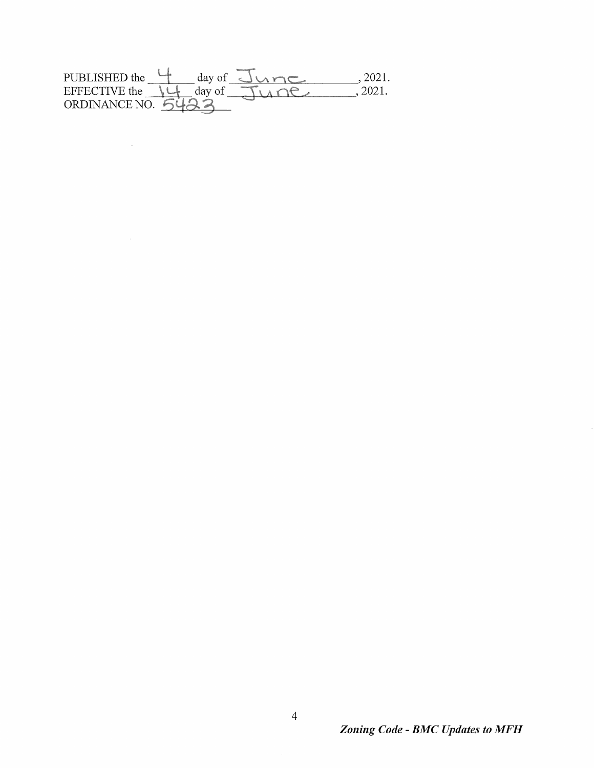PUBLISHED the 4 day of June, 2021.
EFFECTIVE the 14 day of June, 2021.
ORDINANCE NO. 5423

***Zoning Code - BMC Updates to MFH***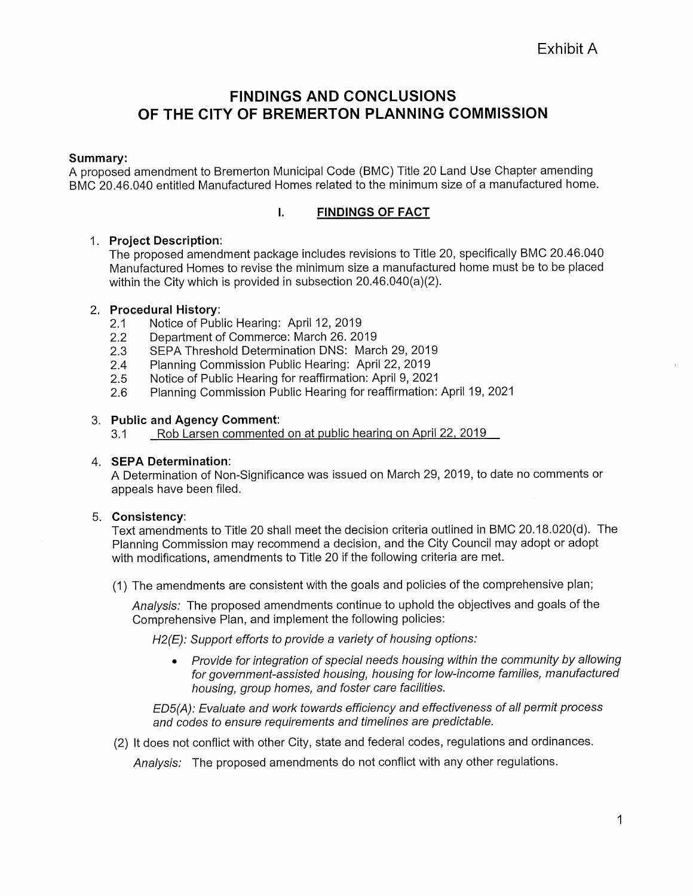Exhibit A

# FINDINGS AND CONCLUSIONS OF THE CITY OF BREMERTON PLANNING COMMISSION

**Summary:**
A proposed amendment to Bremerton Municipal Code (BMC) Title 20 Land Use Chapter amending BMC 20.46.040 entitled Manufactured Homes related to the minimum size of a manufactured home.

## I. FINDINGS OF FACT

1. **Project Description**:
   The proposed amendment package includes revisions to Title 20, specifically BMC 20.46.040 Manufactured Homes to revise the minimum size a manufactured home must be to be placed within the City which is provided in subsection 20.46.040(a)(2).

2. **Procedural History**:
   - 2.1 Notice of Public Hearing: April 12, 2019
   - 2.2 Department of Commerce: March 26. 2019
   - 2.3 SEPA Threshold Determination DNS: March 29, 2019
   - 2.4 Planning Commission Public Hearing: April 22, 2019
   - 2.5 Notice of Public Hearing for reaffirmation: April 9, 2021
   - 2.6 Planning Commission Public Hearing for reaffirmation: April 19, 2021

3. **Public and Agency Comment**:
   - 3.1 Rob Larsen commented on at public hearing on April 22, 2019

4. **SEPA Determination**:
   A Determination of Non-Significance was issued on March 29, 2019, to date no comments or appeals have been filed.

5. **Consistency**:
   Text amendments to Title 20 shall meet the decision criteria outlined in BMC 20.18.020(d). The Planning Commission may recommend a decision, and the City Council may adopt or adopt with modifications, amendments to Title 20 if the following criteria are met.

   (1) The amendments are consistent with the goals and policies of the comprehensive plan;

   *Analysis:* The proposed amendments continue to uphold the objectives and goals of the Comprehensive Plan, and implement the following policies:

   *H2(E): Support efforts to provide a variety of housing options:*

   - *Provide for integration of special needs housing within the community by allowing for government-assisted housing, housing for low-income families, manufactured housing, group homes, and foster care facilities.*

   *ED5(A): Evaluate and work towards efficiency and effectiveness of all permit process and codes to ensure requirements and timelines are predictable.*

   (2) It does not conflict with other City, state and federal codes, regulations and ordinances.

   *Analysis:* The proposed amendments do not conflict with any other regulations.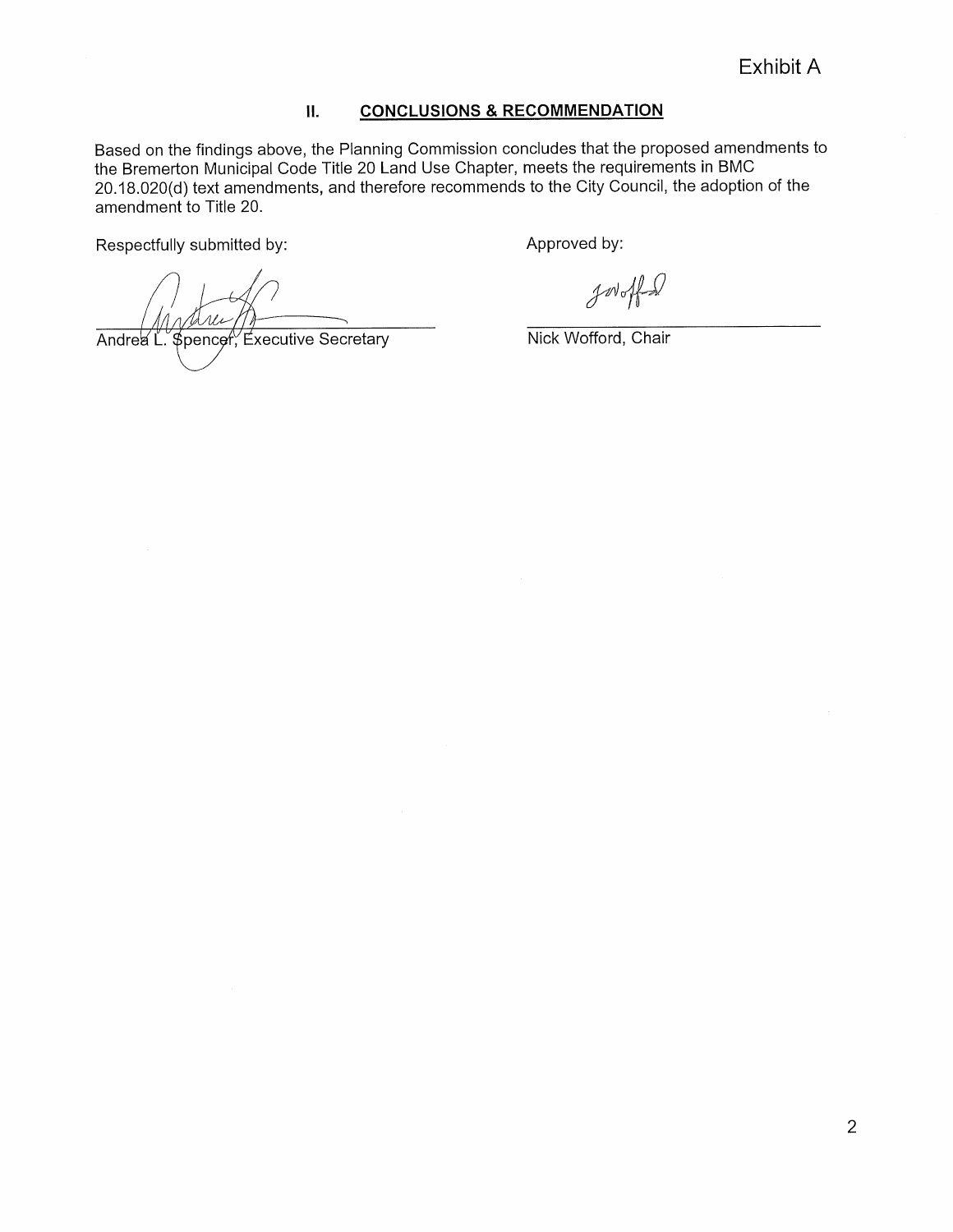Exhibit A

## II. CONCLUSIONS & RECOMMENDATION

Based on the findings above, the Planning Commission concludes that the proposed amendments to the Bremerton Municipal Code Title 20 Land Use Chapter, meets the requirements in BMC 20.18.020(d) text amendments, and therefore recommends to the City Council, the adoption of the amendment to Title 20.

Respectfully submitted by:

Andrea L. Spencer, Executive Secretary

Approved by:

Nick Wofford, Chair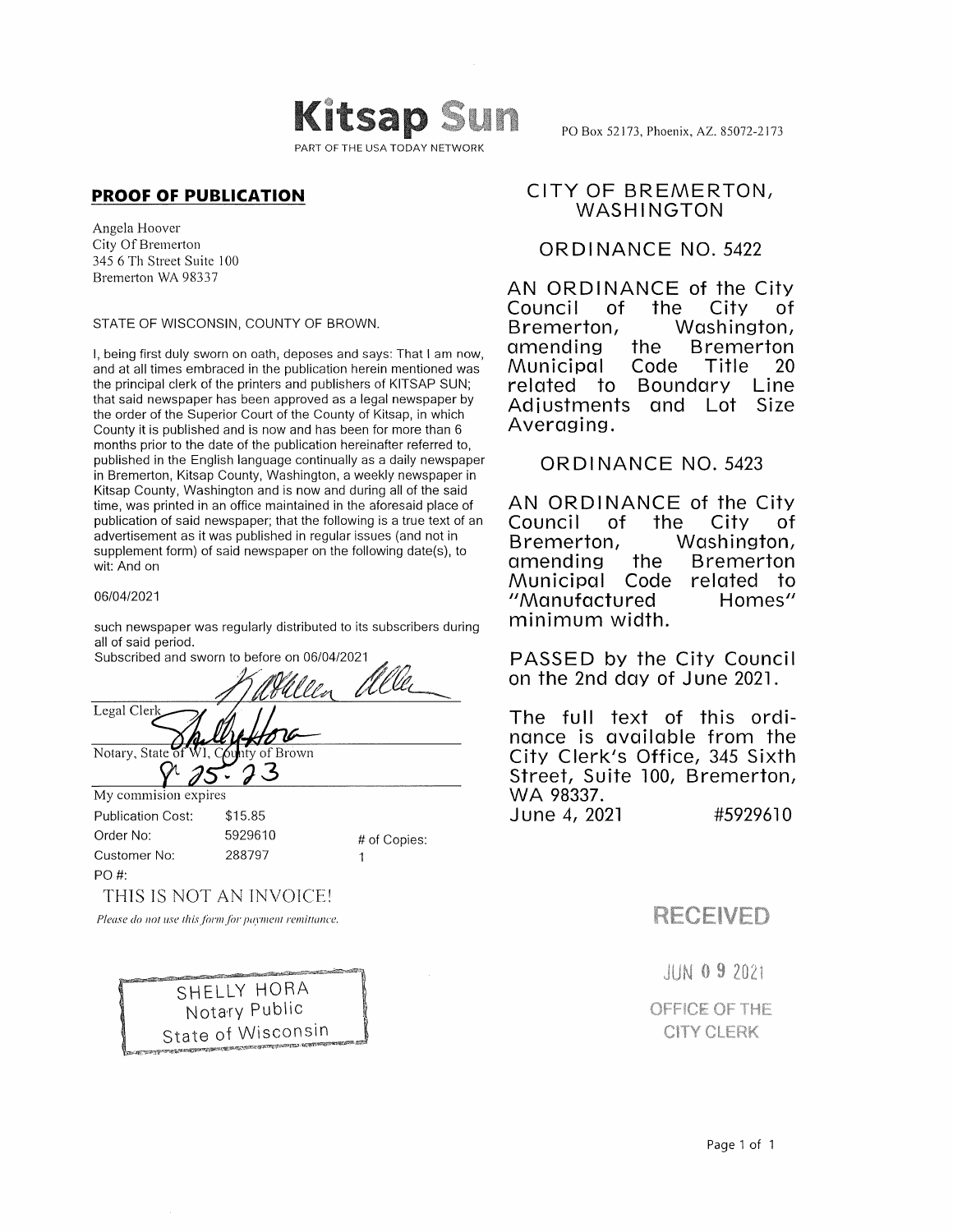# Kitsap Sun

PART OF THE USA TODAY NETWORK

PO Box 52173, Phoenix, AZ. 85072-2173

## PROOF OF PUBLICATION

Angela Hoover
City Of Bremerton
345 6 Th Street Suite 100
Bremerton WA 98337

STATE OF WISCONSIN, COUNTY OF BROWN.

I, being first duly sworn on oath, deposes and says: That I am now, and at all times embraced in the publication herein mentioned was the principal clerk of the printers and publishers of KITSAP SUN; that said newspaper has been approved as a legal newspaper by the order of the Superior Court of the County of Kitsap, in which County it is published and is now and has been for more than 6 months prior to the date of the publication hereinafter referred to, published in the English language continually as a daily newspaper in Bremerton, Kitsap County, Washington, a weekly newspaper in Kitsap County, Washington and is now and during all of the said time, was printed in an office maintained in the aforesaid place of publication of said newspaper; that the following is a true text of an advertisement as it was published in regular issues (and not in supplement form) of said newspaper on the following date(s), to wit: And on

06/04/2021

such newspaper was regularly distributed to its subscribers during all of said period.

Subscribed and sworn to before on 06/04/2021

Legal Clerk

Notary, State of WI, County of Brown

8-25-23

My commision expires

| | | | |
|---|---|---|---|
| Publication Cost: | $15.85 | | |
| Order No: | 5929610 | # of Copies: | |
| Customer No: | 288797 | 1 | |
| PO #: | | | |

THIS IS NOT AN INVOICE!

*Please do not use this form for payment remittance.*

SHELLY HORA
Notary Public
State of Wisconsin

## CITY OF BREMERTON, WASHINGTON

### ORDINANCE NO. 5422

AN ORDINANCE of the City Council of the City of Bremerton, Washington, amending the Bremerton Municipal Code Title 20 related to Boundary Line Adjustments and Lot Size Averaging.

### ORDINANCE NO. 5423

AN ORDINANCE of the City Council of the City of Bremerton, Washington, amending the Bremerton Municipal Code related to "Manufactured Homes" minimum width.

PASSED by the City Council on the 2nd day of June 2021.

The full text of this ordinance is available from the City Clerk's Office, 345 Sixth Street, Suite 100, Bremerton, WA 98337.

June 4, 2021 #5929610

RECEIVED
JUN 09 2021
OFFICE OF THE CITY CLERK